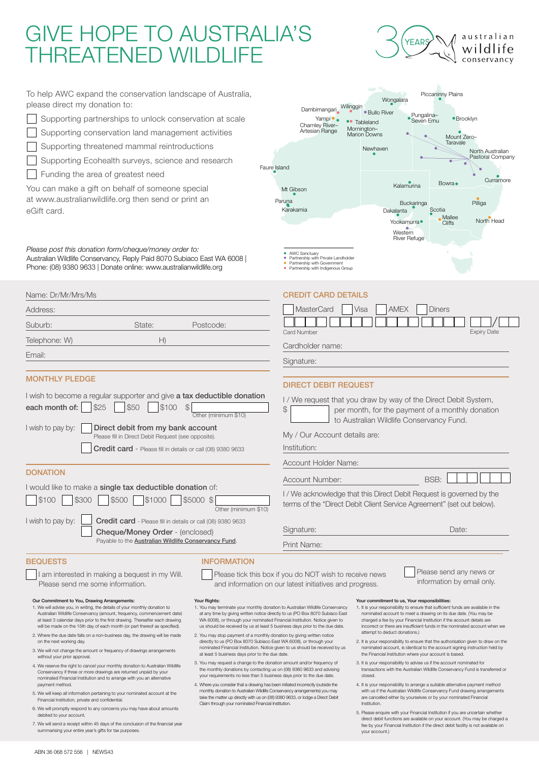# GIVE HOPE TO AUSTRALIA'S THREATENED WILDLIFE

30 YEARS australian wildlife conservancy

To help AWC expand the conservation landscape of Australia, please direct my donation to:

- ☐ Supporting partnerships to unlock conservation at scale
- ☐ Supporting conservation land management activities
- ☐ Supporting threatened mammal reintroductions
- ☐ Supporting Ecohealth surveys, science and research
- ☐ Funding the area of greatest need

You can make a gift on behalf of someone special at www.australianwildlife.org then send or print an eGift card.

*Please post this donation form/cheque/money order to:*
Australian Wildlife Conservancy, Reply Paid 8070 Subiaco East WA 6008 | Phone: (08) 9380 9633 | Donate online: www.australianwildlife.org

Piccaninny Plains, Wongalara, Dambimangari, Wilinggin, Bullo River, Pungalina–Seven Emu, Brooklyn, Yampi, Tableland, Charnley River–Artesian Range, Mornington–Marion Downs, Mount Zero–Taravale, Newhaven, North Australian Pastoral Company, Faure Island, Curramore, Kalamurina, Bowra, Mt Gibson, Paruna, Pilliga, Karakamia, Buckaringa, Dakalanta, Scotia, Yookamurra, Mallee Cliffs, North Head, Western River Refuge

- AWC Sanctuary
- Partnership with Private Landholder
- Partnership with Government
- Partnership with Indigenous Group

Name: Dr/Mr/Mrs/Ms

Address:

Suburb: State: Postcode:

Telephone: W) H)

Email:

## MONTHLY PLEDGE

I wish to become a regular supporter and give **a tax deductible donation each month of:** ☐ $25 ☐ $50 ☐ $100 $ ____ Other (minimum $10)

I wish to pay by: ☐ **Direct debit from my bank account**
Please fill in Direct Debit Request (see opposite).
☐ **Credit card** - Please fill in details or call (08) 9380 9633

## DONATION

I would like to make a **single tax deductible donation** of:
☐ $100 ☐ $300 ☐ $500 ☐ $1000 ☐ $5000 $ ____ Other (minimum $10)

I wish to pay by: ☐ **Credit card** - Please fill in details or call (08) 9380 9633
☐ **Cheque/Money Order** - (enclosed)
Payable to the Australian Wildlife Conservancy Fund.

## CREDIT CARD DETAILS

☐ MasterCard ☐ Visa ☐ AMEX ☐ Diners

Card Number Expiry Date

Cardholder name:

Signature:

## DIRECT DEBIT REQUEST

I / We request that you draw by way of the Direct Debit System, $ ____ per month, for the payment of a monthly donation to Australian Wildlife Conservancy Fund.

My / Our Account details are:

Institution:

Account Holder Name:

Account Number: BSB:

I / We acknowledge that this Direct Debit Request is governed by the terms of the "Direct Debit Client Service Agreement" (set out below).

Signature: Date:

Print Name:

## BEQUESTS

☐ I am interested in making a bequest in my Will. Please send me some information.

## INFORMATION

☐ Please tick this box if you do NOT wish to receive news and information on our latest initiatives and progress.

☐ Please send any news or information by email only.

**Our Commitment to You, Drawing Arrangements:**

1. We will advise you, in writing, the details of your monthly donation to Australian Wildlife Conservancy (amount, frequency, commencement date) at least 3 calendar days prior to the first drawing. Thereafter each drawing will be made on the 15th day of each month (or part thereof as specified).
2. Where the due date falls on a non-business day, the drawing will be made on the next working day.
3. We will not change the amount or frequency of drawings arrangements without your prior approval.
4. We reserve the right to cancel your monthly donation to Australian Wildlife Conservancy if three or more drawings are returned unpaid by your nominated Financial Institution and to arrange with you an alternative payment method.
5. We will keep all information pertaining to your nominated account at the Financial Institution, private and confidential.
6. We will promptly respond to any concerns you may have about amounts debited to your account.
7. We will send a receipt within 45 days of the conclusion of the financial year summarising your entire year's gifts for tax purposes.

**Your Rights:**

1. You may terminate your monthly donation to Australian Wildlife Conservancy at any time by giving written notice directly to us (PO Box 8070 Subiaco East WA 6008), or through your nominated Financial Institution. Notice given to us should be received by us at least 5 business days prior to the due date.
2. You may stop payment of a monthly donation by giving written notice directly to us (PO Box 8070 Subiaco East WA 6008), or through your nominated Financial Institution. Notice given to us should be received by us at least 5 business days prior to the due date.
3. You may request a change to the donation amount and/or frequency of the monthly donations by contacting us on (08) 9380 9633 and advising your requirements no less than 5 business days prior to the due date.
4. Where you consider that a drawing has been initiated incorrectly (outside the monthly donation to Australian Wildlife Conservancy arrangements) you may take the matter up directly with us on (08) 9380 9633, or lodge a Direct Debit Claim through your nominated Financial Institution.

**Your commitment to us, Your responsibilities:**

1. It is your responsibility to ensure that sufficient funds are available in the nominated account to meet a drawing on its due date. (You may be charged a fee by your Financial Institution if the account details are incorrect or there are insufficient funds in the nominated account when we attempt to deduct donations.)
2. It is your responsibility to ensure that the authorisation given to draw on the nominated account, is identical to the account signing instruction held by the Financial Institution where your account is based.
3. It is your responsibility to advise us if the account nominated for transactions with the Australian Wildlife Conservancy Fund is transferred or closed.
4. It is your responsibility to arrange a suitable alternative payment method with us if the Australian Wildlife Conservancy Fund drawing arrangements are cancelled either by yourselves or by your nominated Financial Institution.
5. Please enquire with your Financial Institution if you are uncertain whether direct debit functions are available on your account. (You may be charged a fee by your Financial Institution if the direct debit facility is not available on your account.)

ABN 36 068 572 556 | NEWS43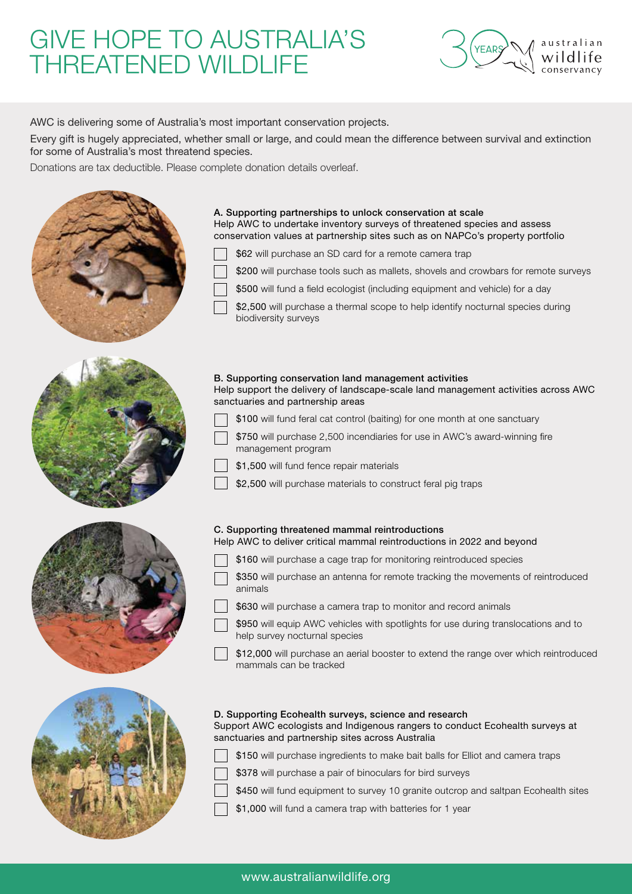# GIVE HOPE TO AUSTRALIA'S THREATENED WILDLIFE

AWC is delivering some of Australia's most important conservation projects.

Every gift is hugely appreciated, whether small or large, and could mean the difference between survival and extinction for some of Australia's most threatend species.

Donations are tax deductible. Please complete donation details overleaf.

**A. Supporting partnerships to unlock conservation at scale**
Help AWC to undertake inventory surveys of threatened species and assess conservation values at partnership sites such as on NAPCo's property portfolio

- ☐ $62 will purchase an SD card for a remote camera trap
- ☐ $200 will purchase tools such as mallets, shovels and crowbars for remote surveys
- ☐ $500 will fund a field ecologist (including equipment and vehicle) for a day
- ☐ $2,500 will purchase a thermal scope to help identify nocturnal species during biodiversity surveys

**B. Supporting conservation land management activities**
Help support the delivery of landscape-scale land management activities across AWC sanctuaries and partnership areas

- ☐ $100 will fund feral cat control (baiting) for one month at one sanctuary
- ☐ $750 will purchase 2,500 incendiaries for use in AWC's award-winning fire management program
- ☐ $1,500 will fund fence repair materials
- ☐ $2,500 will purchase materials to construct feral pig traps

**C. Supporting threatened mammal reintroductions**
Help AWC to deliver critical mammal reintroductions in 2022 and beyond

- ☐ $160 will purchase a cage trap for monitoring reintroduced species
- ☐ $350 will purchase an antenna for remote tracking the movements of reintroduced animals
- ☐ $630 will purchase a camera trap to monitor and record animals
- ☐ $950 will equip AWC vehicles with spotlights for use during translocations and to help survey nocturnal species
- ☐ $12,000 will purchase an aerial booster to extend the range over which reintroduced mammals can be tracked

**D. Supporting Ecohealth surveys, science and research**
Support AWC ecologists and Indigenous rangers to conduct Ecohealth surveys at sanctuaries and partnership sites across Australia

- ☐ $150 will purchase ingredients to make bait balls for Elliot and camera traps
- ☐ $378 will purchase a pair of binoculars for bird surveys
- ☐ $450 will fund equipment to survey 10 granite outcrop and saltpan Ecohealth sites
- ☐ $1,000 will fund a camera trap with batteries for 1 year

www.australianwildlife.org